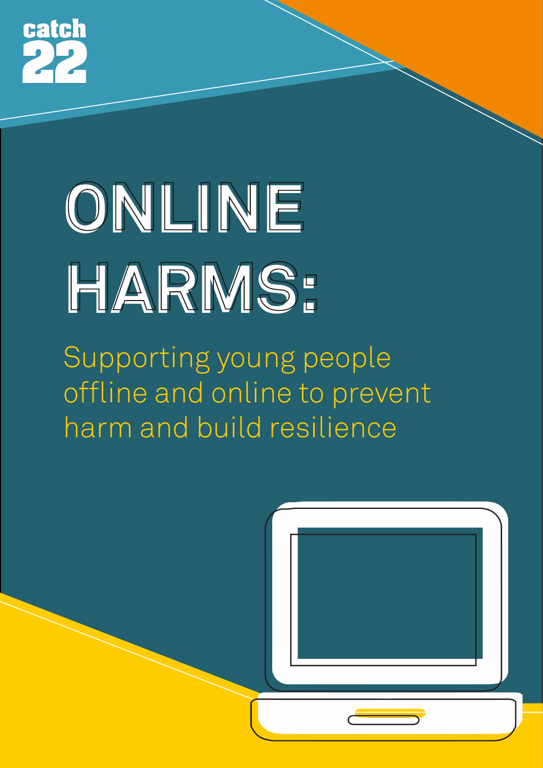catch 22

# ONLINE HARMS:

Supporting young people offline and online to prevent harm and build resilience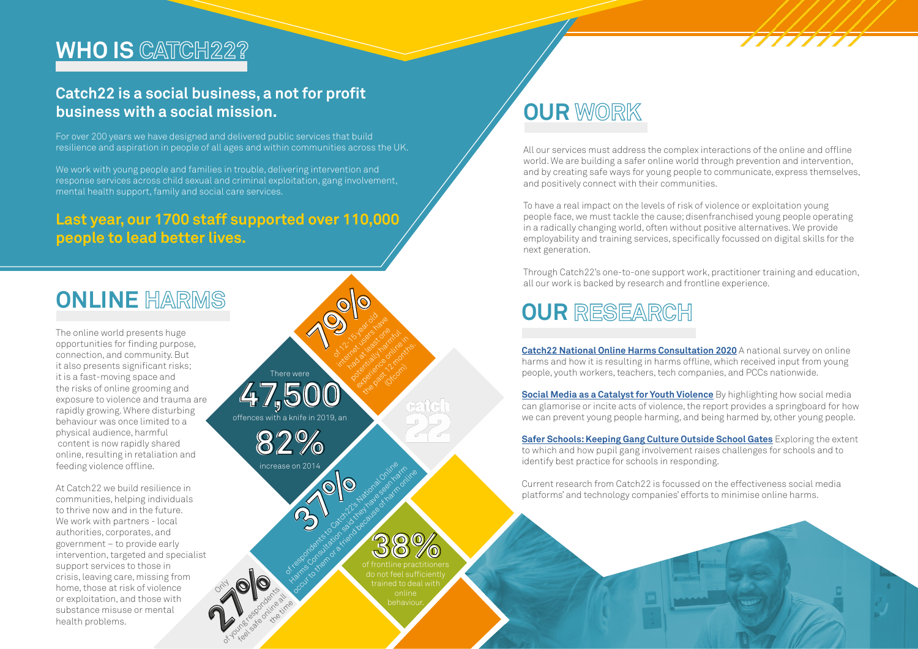## WHO IS CATCH22?

### Catch22 is a social business, a not for profit business with a social mission.

For over 200 years we have designed and delivered public services that build resilience and aspiration in people of all ages and within communities across the UK.

We work with young people and families in trouble, delivering intervention and response services across child sexual and criminal exploitation, gang involvement, mental health support, family and social care services.

### Last year, our 1700 staff supported over 110,000 people to lead better lives.

## ONLINE HARMS

The online world presents huge opportunities for finding purpose, connection, and community. But it also presents significant risks; it is a fast-moving space and the risks of online grooming and exposure to violence and trauma are rapidly growing. Where disturbing behaviour was once limited to a physical audience, harmful content is now rapidly shared online, resulting in retaliation and feeding violence offline.

At Catch22 we build resilience in communities, helping individuals to thrive now and in the future. We work with partners - local authorities, corporates, and government – to provide early intervention, targeted and specialist support services to those in crisis, leaving care, missing from home, those at risk of violence or exploitation, and those with substance misuse or mental health problems.

**79%** of 12-15 year old internet users have had at least one potentially harmful experience online in the past 12 months. (Ofcom)

There were **47,500** offences with a knife in 2019, an **82%** increase on 2014

**37%** of respondents to Catch22's National Online Harms Consultation said they have seen harm occur to them or a friend because of harm online

**38%** of frontline practitioners do not feel sufficiently trained to deal with online behaviour.

Only **27%** of young respondents feel safe online all the time

## OUR WORK

All our services must address the complex interactions of the online and offline world. We are building a safer online world through prevention and intervention, and by creating safe ways for young people to communicate, express themselves, and positively connect with their communities.

To have a real impact on the levels of risk of violence or exploitation young people face, we must tackle the cause; disenfranchised young people operating in a radically changing world, often without positive alternatives. We provide employability and training services, specifically focussed on digital skills for the next generation.

Through Catch22's one-to-one support work, practitioner training and education, all our work is backed by research and frontline experience.

## OUR RESEARCH

**Catch22 National Online Harms Consultation 2020** A national survey on online harms and how it is resulting in harms offline, which received input from young people, youth workers, teachers, tech companies, and PCCs nationwide.

**Social Media as a Catalyst for Youth Violence** By highlighting how social media can glamorise or incite acts of violence, the report provides a springboard for how we can prevent young people harming, and being harmed by, other young people.

**Safer Schools: Keeping Gang Culture Outside School Gates** Exploring the extent to which and how pupil gang involvement raises challenges for schools and to identify best practice for schools in responding.

Current research from Catch22 is focussed on the effectiveness social media platforms' and technology companies' efforts to minimise online harms.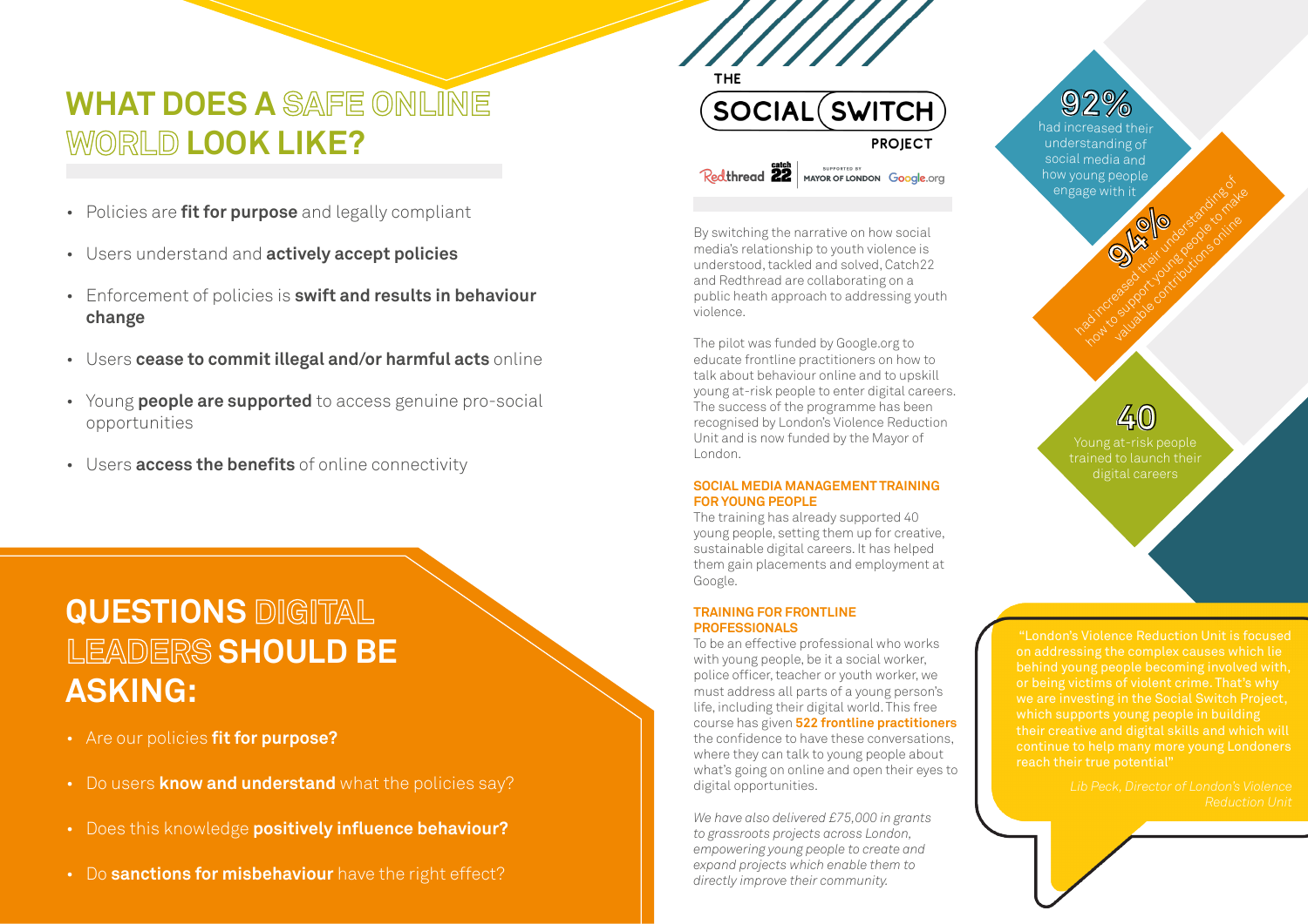## WHAT DOES A SAFE ONLINE WORLD LOOK LIKE?

- Policies are **fit for purpose** and legally compliant
- Users understand and **actively accept policies**
- Enforcement of policies is **swift and results in behaviour change**
- Users **cease to commit illegal and/or harmful acts** online
- Young **people are supported** to access genuine pro-social opportunities
- Users **access the benefits** of online connectivity

## QUESTIONS DIGITAL LEADERS SHOULD BE ASKING:

- Are our policies **fit for purpose?**
- Do users **know and understand** what the policies say?
- Does this knowledge **positively influence behaviour?**
- Do **sanctions for misbehaviour** have the right effect?

## THE SOCIAL SWITCH PROJECT

Redthread | catch 22 | SUPPORTED BY MAYOR OF LONDON | Google.org

By switching the narrative on how social media's relationship to youth violence is understood, tackled and solved, Catch22 and Redthread are collaborating on a public heath approach to addressing youth violence.

The pilot was funded by Google.org to educate frontline practitioners on how to talk about behaviour online and to upskill young at-risk people to enter digital careers. The success of the programme has been recognised by London's Violence Reduction Unit and is now funded by the Mayor of London.

### SOCIAL MEDIA MANAGEMENT TRAINING FOR YOUNG PEOPLE

The training has already supported 40 young people, setting them up for creative, sustainable digital careers. It has helped them gain placements and employment at Google.

### TRAINING FOR FRONTLINE PROFESSIONALS

To be an effective professional who works with young people, be it a social worker, police officer, teacher or youth worker, we must address all parts of a young person's life, including their digital world. This free course has given **522 frontline practitioners** the confidence to have these conversations, where they can talk to young people about what's going on online and open their eyes to digital opportunities.

*We have also delivered £75,000 in grants to grassroots projects across London, empowering young people to create and expand projects which enable them to directly improve their community.*

**92%** had increased their understanding of social media and how young people engage with it

**94%** had increased their understanding of how to support young people to make valuable contributions online

**40** Young at-risk people trained to launch their digital careers

"London's Violence Reduction Unit is focused on addressing the complex causes which lie behind young people becoming involved with, or being victims of violent crime. That's why we are investing in the Social Switch Project, which supports young people in building their creative and digital skills and which will continue to help many more young Londoners reach their true potential"

*Lib Peck, Director of London's Violence Reduction Unit*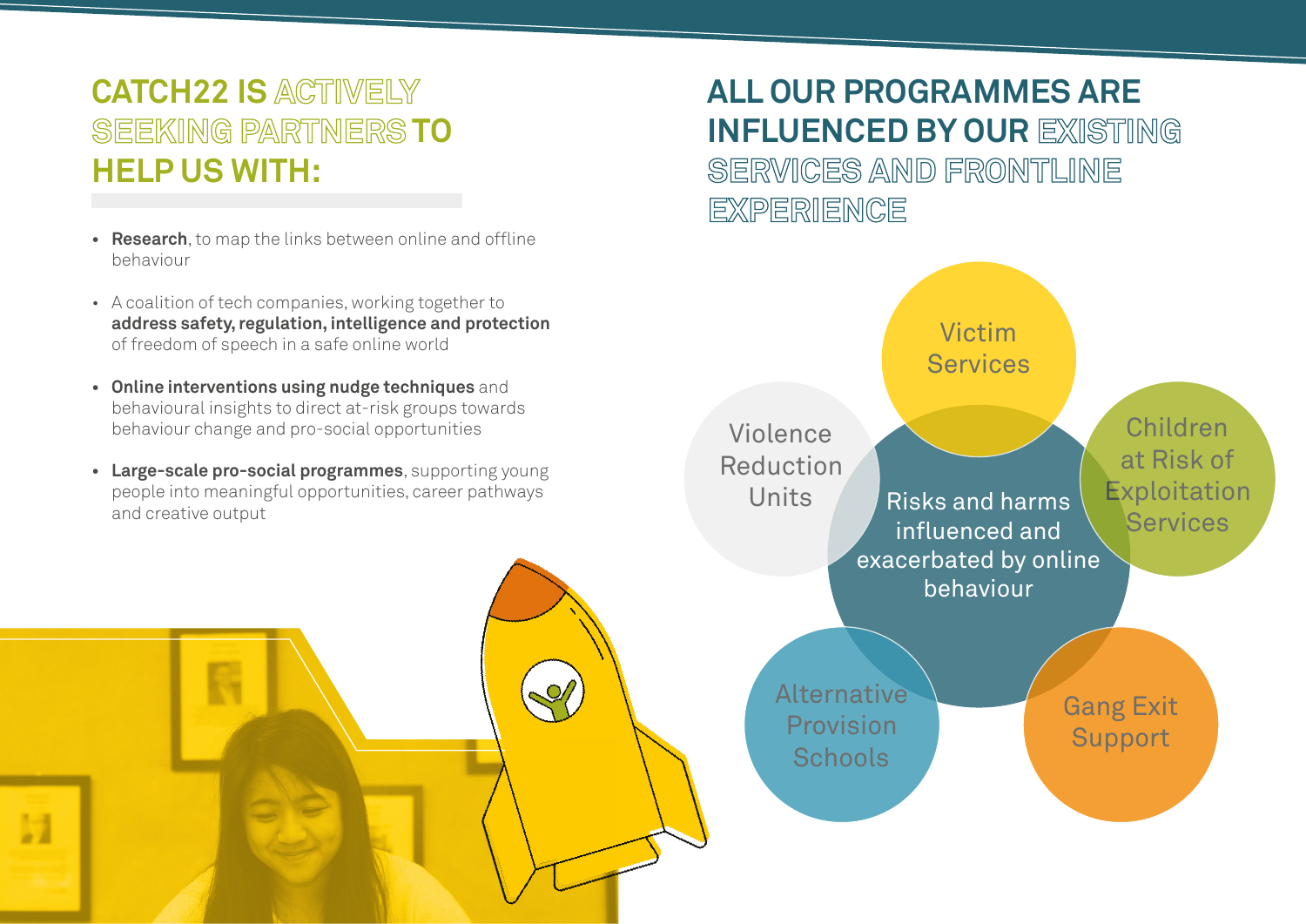## CATCH22 IS ACTIVELY SEEKING PARTNERS TO HELP US WITH:

- **Research**, to map the links between online and offline behaviour
- A coalition of tech companies, working together to **address safety, regulation, intelligence and protection** of freedom of speech in a safe online world
- **Online interventions using nudge techniques** and behavioural insights to direct at-risk groups towards behaviour change and pro-social opportunities
- **Large-scale pro-social programmes**, supporting young people into meaningful opportunities, career pathways and creative output

## ALL OUR PROGRAMMES ARE INFLUENCED BY OUR EXISTING SERVICES AND FRONTLINE EXPERIENCE

Risks and harms influenced and exacerbated by online behaviour

- Victim Services
- Children at Risk of Exploitation Services
- Gang Exit Support
- Alternative Provision Schools
- Violence Reduction Units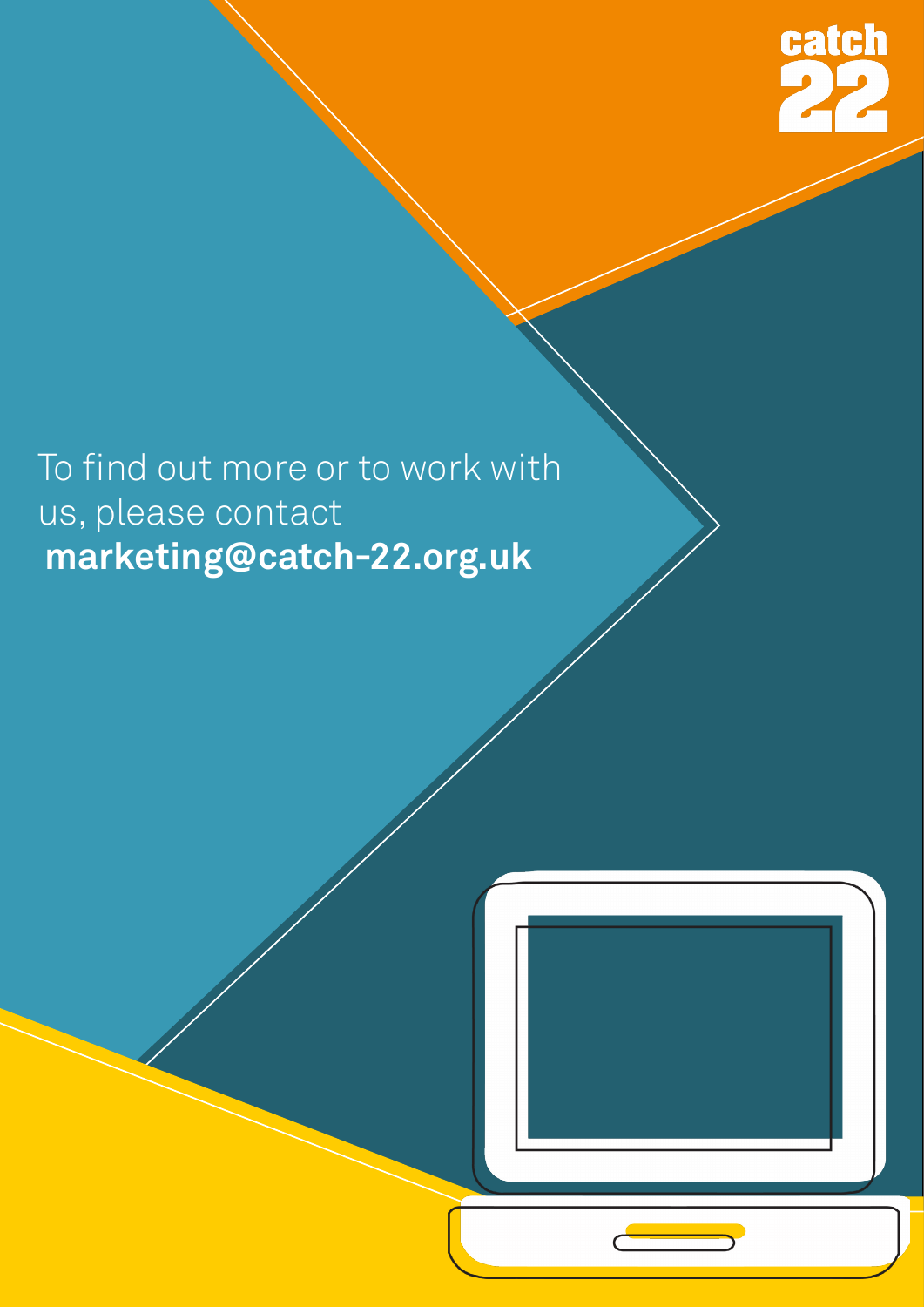catch 22

To find out more or to work with us, please contact
**marketing@catch-22.org.uk**